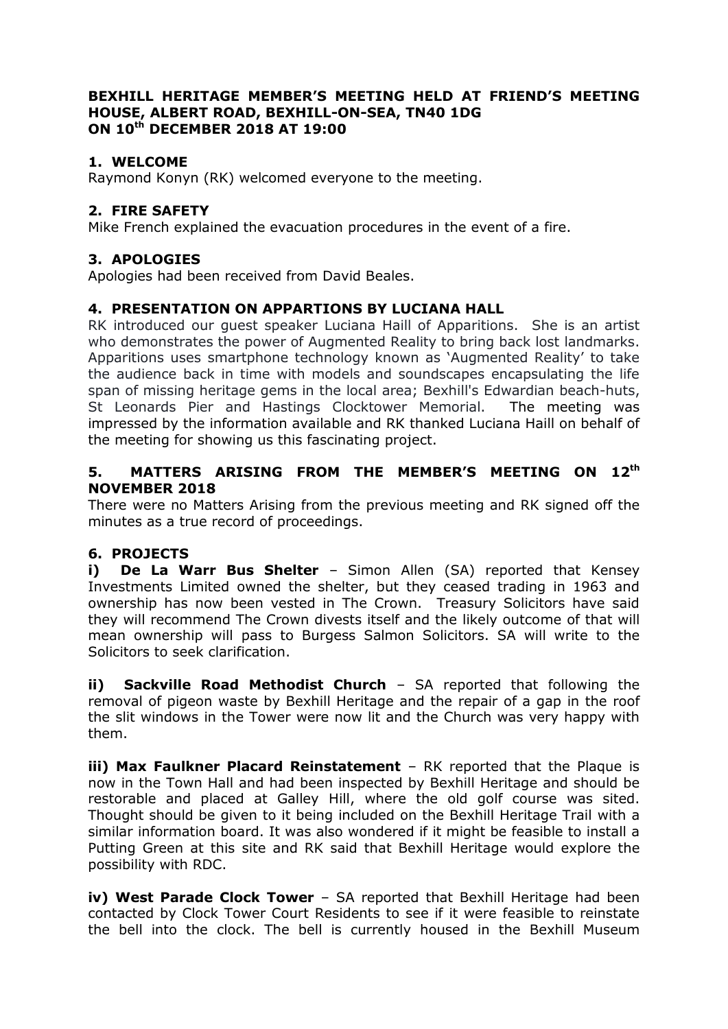**BEXHILL HERITAGE MEMBER'S MEETING HELD AT FRIEND'S MEETING HOUSE, ALBERT ROAD, BEXHILL-ON-SEA, TN40 1DG ON 10th DECEMBER 2018 AT 19:00**

## 1. WELCOME

Raymond Konyn (RK) welcomed everyone to the meeting.

## 2. FIRE SAFETY

Mike French explained the evacuation procedures in the event of a fire.

## 3. APOLOGIES

Apologies had been received from David Beales.

## 4. PRESENTATION ON APPARTIONS BY LUCIANA HALL

RK introduced our guest speaker Luciana Haill of Apparitions. She is an artist who demonstrates the power of Augmented Reality to bring back lost landmarks. Apparitions uses smartphone technology known as 'Augmented Reality' to take the audience back in time with models and soundscapes encapsulating the life span of missing heritage gems in the local area; Bexhill's Edwardian beach-huts, St Leonards Pier and Hastings Clocktower Memorial. The meeting was impressed by the information available and RK thanked Luciana Haill on behalf of the meeting for showing us this fascinating project.

## 5. MATTERS ARISING FROM THE MEMBER'S MEETING ON 12th NOVEMBER 2018

There were no Matters Arising from the previous meeting and RK signed off the minutes as a true record of proceedings.

## 6. PROJECTS

**i) De La Warr Bus Shelter** – Simon Allen (SA) reported that Kensey Investments Limited owned the shelter, but they ceased trading in 1963 and ownership has now been vested in The Crown. Treasury Solicitors have said they will recommend The Crown divests itself and the likely outcome of that will mean ownership will pass to Burgess Salmon Solicitors. SA will write to the Solicitors to seek clarification.

**ii) Sackville Road Methodist Church** – SA reported that following the removal of pigeon waste by Bexhill Heritage and the repair of a gap in the roof the slit windows in the Tower were now lit and the Church was very happy with them.

**iii) Max Faulkner Placard Reinstatement** – RK reported that the Plaque is now in the Town Hall and had been inspected by Bexhill Heritage and should be restorable and placed at Galley Hill, where the old golf course was sited. Thought should be given to it being included on the Bexhill Heritage Trail with a similar information board. It was also wondered if it might be feasible to install a Putting Green at this site and RK said that Bexhill Heritage would explore the possibility with RDC.

**iv) West Parade Clock Tower** – SA reported that Bexhill Heritage had been contacted by Clock Tower Court Residents to see if it were feasible to reinstate the bell into the clock. The bell is currently housed in the Bexhill Museum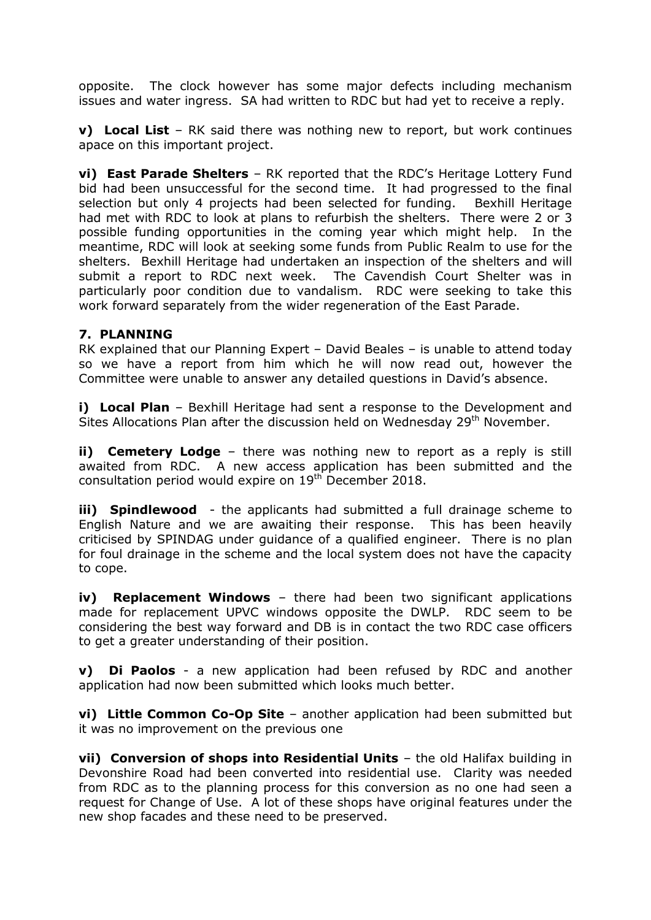opposite. The clock however has some major defects including mechanism issues and water ingress. SA had written to RDC but had yet to receive a reply.

**v) Local List** – RK said there was nothing new to report, but work continues apace on this important project.

**vi) East Parade Shelters** – RK reported that the RDC's Heritage Lottery Fund bid had been unsuccessful for the second time. It had progressed to the final selection but only 4 projects had been selected for funding. Bexhill Heritage had met with RDC to look at plans to refurbish the shelters. There were 2 or 3 possible funding opportunities in the coming year which might help. In the meantime, RDC will look at seeking some funds from Public Realm to use for the shelters. Bexhill Heritage had undertaken an inspection of the shelters and will submit a report to RDC next week. The Cavendish Court Shelter was in particularly poor condition due to vandalism. RDC were seeking to take this work forward separately from the wider regeneration of the East Parade.

**7. PLANNING**

RK explained that our Planning Expert – David Beales – is unable to attend today so we have a report from him which he will now read out, however the Committee were unable to answer any detailed questions in David's absence.

**i) Local Plan** – Bexhill Heritage had sent a response to the Development and Sites Allocations Plan after the discussion held on Wednesday 29th November.

**ii) Cemetery Lodge** – there was nothing new to report as a reply is still awaited from RDC. A new access application has been submitted and the consultation period would expire on 19th December 2018.

**iii) Spindlewood** - the applicants had submitted a full drainage scheme to English Nature and we are awaiting their response. This has been heavily criticised by SPINDAG under guidance of a qualified engineer. There is no plan for foul drainage in the scheme and the local system does not have the capacity to cope.

**iv) Replacement Windows** – there had been two significant applications made for replacement UPVC windows opposite the DWLP. RDC seem to be considering the best way forward and DB is in contact the two RDC case officers to get a greater understanding of their position.

**v) Di Paolos** - a new application had been refused by RDC and another application had now been submitted which looks much better.

**vi) Little Common Co-Op Site** – another application had been submitted but it was no improvement on the previous one

**vii) Conversion of shops into Residential Units** – the old Halifax building in Devonshire Road had been converted into residential use. Clarity was needed from RDC as to the planning process for this conversion as no one had seen a request for Change of Use. A lot of these shops have original features under the new shop facades and these need to be preserved.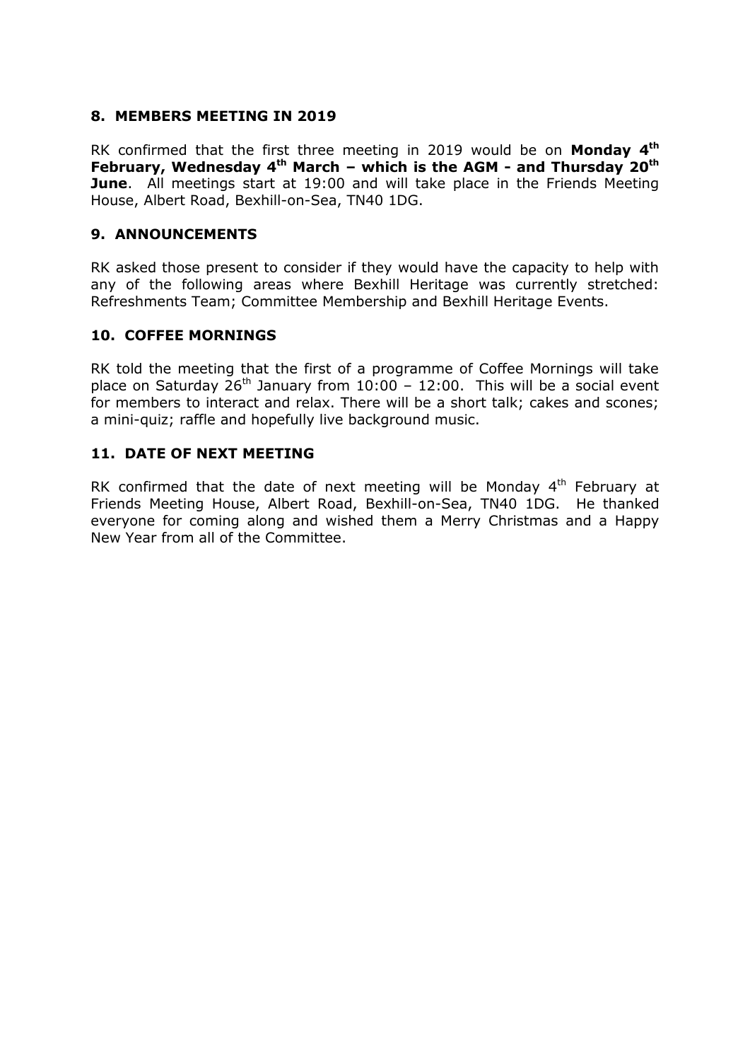## 8. MEMBERS MEETING IN 2019

RK confirmed that the first three meeting in 2019 would be on **Monday 4th February, Wednesday 4th March – which is the AGM - and Thursday 20th June**. All meetings start at 19:00 and will take place in the Friends Meeting House, Albert Road, Bexhill-on-Sea, TN40 1DG.

## 9. ANNOUNCEMENTS

RK asked those present to consider if they would have the capacity to help with any of the following areas where Bexhill Heritage was currently stretched: Refreshments Team; Committee Membership and Bexhill Heritage Events.

## 10. COFFEE MORNINGS

RK told the meeting that the first of a programme of Coffee Mornings will take place on Saturday 26th January from 10:00 – 12:00. This will be a social event for members to interact and relax. There will be a short talk; cakes and scones; a mini-quiz; raffle and hopefully live background music.

## 11. DATE OF NEXT MEETING

RK confirmed that the date of next meeting will be Monday 4th February at Friends Meeting House, Albert Road, Bexhill-on-Sea, TN40 1DG. He thanked everyone for coming along and wished them a Merry Christmas and a Happy New Year from all of the Committee.